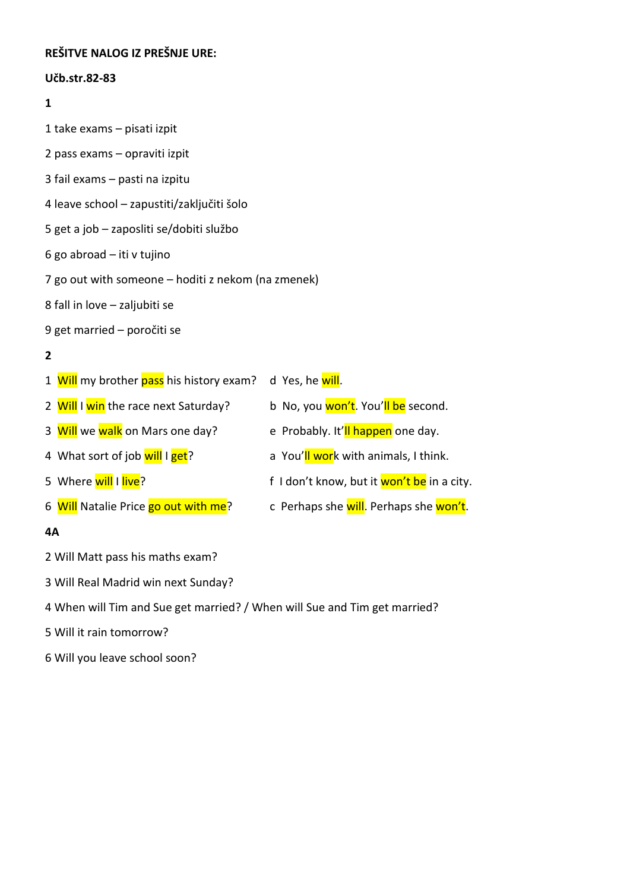**REŠITVE NALOG IZ PREŠNJE URE:**

**Učb.str.82-83**

**1**

1 take exams – pisati izpit

2 pass exams – opraviti izpit

3 fail exams – pasti na izpitu

4 leave school – zapustiti/zaključiti šolo

5 get a job – zaposliti se/dobiti službo

6 go abroad – iti v tujino

7 go out with someone – hoditi z nekom (na zmenek)

8 fall in love – zaljubiti se

9 get married – poročiti se

**2**

| | |
|---|---|
| 1 Will my brother pass his history exam? | d Yes, he will. |
| 2 Will I win the race next Saturday? | b No, you won't. You'll be second. |
| 3 Will we walk on Mars one day? | e Probably. It'll happen one day. |
| 4 What sort of job will I get? | a You'll work with animals, I think. |
| 5 Where will I live? | f I don't know, but it won't be in a city. |
| 6 Will Natalie Price go out with me? | c Perhaps she will. Perhaps she won't. |

**4A**

2 Will Matt pass his maths exam?

3 Will Real Madrid win next Sunday?

4 When will Tim and Sue get married? / When will Sue and Tim get married?

5 Will it rain tomorrow?

6 Will you leave school soon?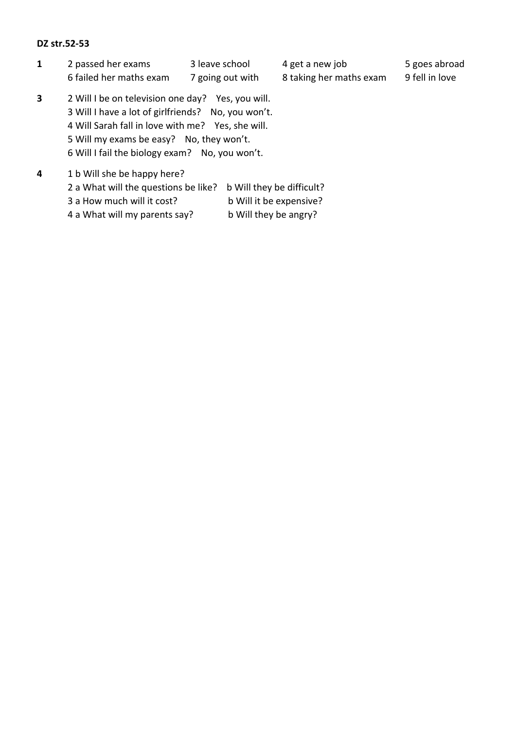**DZ str.52-53**

**1**

| | | | |
|---|---|---|---|
| 2 passed her exams | 3 leave school | 4 get a new job | 5 goes abroad |
| 6 failed her maths exam | 7 going out with | 8 taking her maths exam | 9 fell in love |

**3**

2 Will I be on television one day? Yes, you will.
3 Will I have a lot of girlfriends? No, you won't.
4 Will Sarah fall in love with me? Yes, she will.
5 Will my exams be easy? No, they won't.
6 Will I fail the biology exam? No, you won't.

**4**

1 b Will she be happy here?
2 a What will the questions be like? b Will they be difficult?
3 a How much will it cost? b Will it be expensive?
4 a What will my parents say? b Will they be angry?